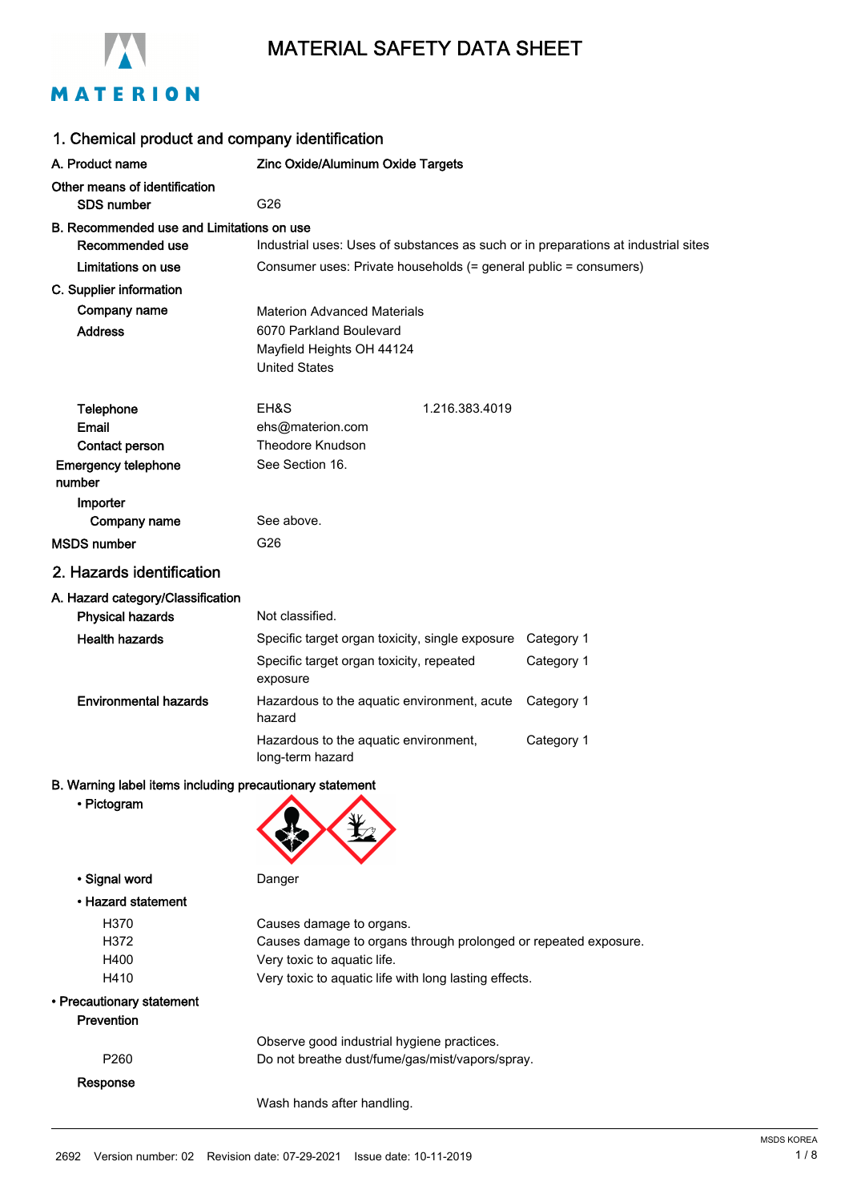# MATERIAL SAFETY DATA SHEET

## 1. Chemical product and company identification

**A. Product name** **Zinc Oxide/Aluminum Oxide Targets**

**Other means of identification**

**SDS number** G26

**B. Recommended use and Limitations on use**

**Recommended use** Industrial uses: Uses of substances as such or in preparations at industrial sites

**Limitations on use** Consumer uses: Private households (= general public = consumers)

**C. Supplier information**

**Company name** Materion Advanced Materials

**Address** 6070 Parkland Boulevard
Mayfield Heights OH 44124
United States

**Telephone** EH&S 1.216.383.4019

**Email** ehs@materion.com

**Contact person** Theodore Knudson

**Emergency telephone number** See Section 16.

**Importer**

**Company name** See above.

**MSDS number** G26

## 2. Hazards identification

**A. Hazard category/Classification**

| | | |
|---|---|---|
| **Physical hazards** | Not classified. | |
| **Health hazards** | Specific target organ toxicity, single exposure | Category 1 |
| | Specific target organ toxicity, repeated exposure | Category 1 |
| **Environmental hazards** | Hazardous to the aquatic environment, acute hazard | Category 1 |
| | Hazardous to the aquatic environment, long-term hazard | Category 1 |

**B. Warning label items including precautionary statement**

• **Pictogram**

• **Signal word** Danger

• **Hazard statement**

| | |
|---|---|
| H370 | Causes damage to organs. |
| H372 | Causes damage to organs through prolonged or repeated exposure. |
| H400 | Very toxic to aquatic life. |
| H410 | Very toxic to aquatic life with long lasting effects. |

• **Precautionary statement**

**Prevention**

Observe good industrial hygiene practices.

P260 Do not breathe dust/fume/gas/mist/vapors/spray.

**Response**

Wash hands after handling.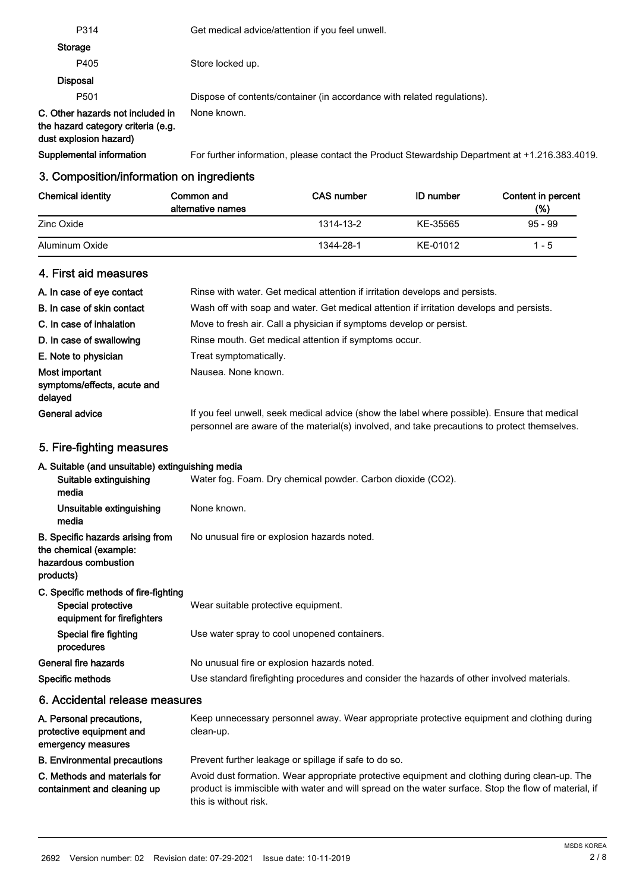| | |
|---|---|
| P314 | Get medical advice/attention if you feel unwell. |
| **Storage** | |
| P405 | Store locked up. |
| **Disposal** | |
| P501 | Dispose of contents/container (in accordance with related regulations). |
| **C. Other hazards not included in the hazard category criteria (e.g. dust explosion hazard)** | None known. |
| **Supplemental information** | For further information, please contact the Product Stewardship Department at +1.216.383.4019. |

## 3. Composition/information on ingredients

| Chemical identity | Common and alternative names | CAS number | ID number | Content in percent (%) |
|---|---|---|---|---|
| Zinc Oxide | | 1314-13-2 | KE-35565 | 95 - 99 |
| Aluminum Oxide | | 1344-28-1 | KE-01012 | 1 - 5 |

## 4. First aid measures

| | |
|---|---|
| **A. In case of eye contact** | Rinse with water. Get medical attention if irritation develops and persists. |
| **B. In case of skin contact** | Wash off with soap and water. Get medical attention if irritation develops and persists. |
| **C. In case of inhalation** | Move to fresh air. Call a physician if symptoms develop or persist. |
| **D. In case of swallowing** | Rinse mouth. Get medical attention if symptoms occur. |
| **E. Note to physician** | Treat symptomatically. |
| **Most important symptoms/effects, acute and delayed** | Nausea. None known. |
| **General advice** | If you feel unwell, seek medical advice (show the label where possible). Ensure that medical personnel are aware of the material(s) involved, and take precautions to protect themselves. |

## 5. Fire-fighting measures

**A. Suitable (and unsuitable) extinguishing media**

| | |
|---|---|
| **Suitable extinguishing media** | Water fog. Foam. Dry chemical powder. Carbon dioxide ($CO_2$). |
| **Unsuitable extinguishing media** | None known. |
| **B. Specific hazards arising from the chemical (example: hazardous combustion products)** | No unusual fire or explosion hazards noted. |

**C. Specific methods of fire-fighting**

| | |
|---|---|
| **Special protective equipment for firefighters** | Wear suitable protective equipment. |
| **Special fire fighting procedures** | Use water spray to cool unopened containers. |
| **General fire hazards** | No unusual fire or explosion hazards noted. |
| **Specific methods** | Use standard firefighting procedures and consider the hazards of other involved materials. |

## 6. Accidental release measures

| | |
|---|---|
| **A. Personal precautions, protective equipment and emergency measures** | Keep unnecessary personnel away. Wear appropriate protective equipment and clothing during clean-up. |
| **B. Environmental precautions** | Prevent further leakage or spillage if safe to do so. |
| **C. Methods and materials for containment and cleaning up** | Avoid dust formation. Wear appropriate protective equipment and clothing during clean-up. The product is immiscible with water and will spread on the water surface. Stop the flow of material, if this is without risk. |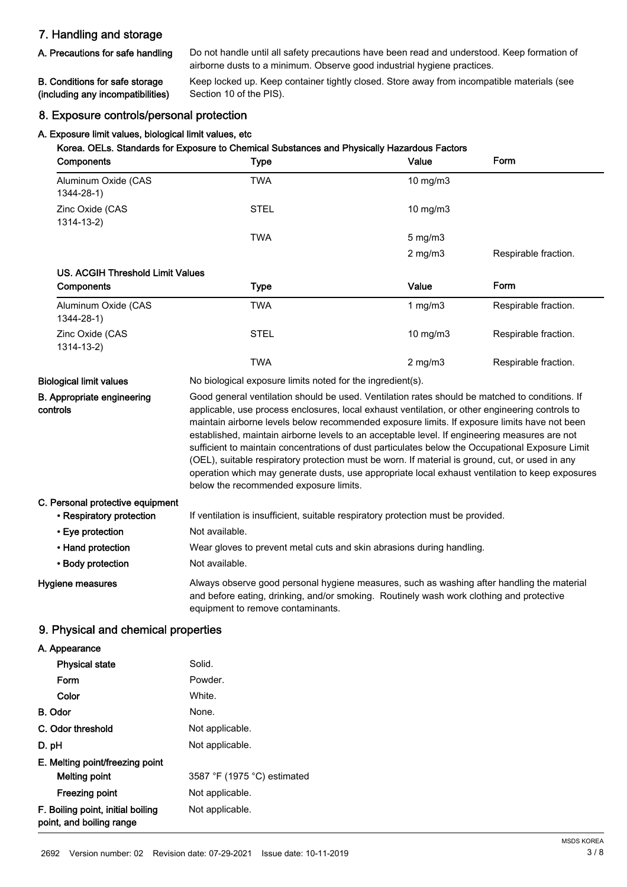## 7. Handling and storage

**A. Precautions for safe handling**
Do not handle until all safety precautions have been read and understood. Keep formation of airborne dusts to a minimum. Observe good industrial hygiene practices.

**B. Conditions for safe storage (including any incompatibilities)**
Keep locked up. Keep container tightly closed. Store away from incompatible materials (see Section 10 of the PIS).

## 8. Exposure controls/personal protection

### A. Exposure limit values, biological limit values, etc

**Korea. OELs. Standards for Exposure to Chemical Substances and Physically Hazardous Factors**

| Components | Type | Value | Form |
|---|---|---|---|
| Aluminum Oxide (CAS 1344-28-1) | TWA | 10 mg/m3 | |
| Zinc Oxide (CAS 1314-13-2) | STEL | 10 mg/m3 | |
| | TWA | 5 mg/m3 | |
| | | 2 mg/m3 | Respirable fraction. |

**US. ACGIH Threshold Limit Values**

| Components | Type | Value | Form |
|---|---|---|---|
| Aluminum Oxide (CAS 1344-28-1) | TWA | 1 mg/m3 | Respirable fraction. |
| Zinc Oxide (CAS 1314-13-2) | STEL | 10 mg/m3 | Respirable fraction. |
| | TWA | 2 mg/m3 | Respirable fraction. |

**Biological limit values**
No biological exposure limits noted for the ingredient(s).

**B. Appropriate engineering controls**
Good general ventilation should be used. Ventilation rates should be matched to conditions. If applicable, use process enclosures, local exhaust ventilation, or other engineering controls to maintain airborne levels below recommended exposure limits. If exposure limits have not been established, maintain airborne levels to an acceptable level. If engineering measures are not sufficient to maintain concentrations of dust particulates below the Occupational Exposure Limit (OEL), suitable respiratory protection must be worn. If material is ground, cut, or used in any operation which may generate dusts, use appropriate local exhaust ventilation to keep exposures below the recommended exposure limits.

**C. Personal protective equipment**

- **Respiratory protection**: If ventilation is insufficient, suitable respiratory protection must be provided.
- **Eye protection**: Not available.
- **Hand protection**: Wear gloves to prevent metal cuts and skin abrasions during handling.
- **Body protection**: Not available.

**Hygiene measures**
Always observe good personal hygiene measures, such as washing after handling the material and before eating, drinking, and/or smoking. Routinely wash work clothing and protective equipment to remove contaminants.

## 9. Physical and chemical properties

**A. Appearance**

| | |
|---|---|
| Physical state | Solid. |
| Form | Powder. |
| Color | White. |

**B. Odor**: None.

**C. Odor threshold**: Not applicable.

**D. pH**: Not applicable.

**E. Melting point/freezing point**

| | |
|---|---|
| Melting point | 3587 °F (1975 °C) estimated |
| Freezing point | Not applicable. |

**F. Boiling point, initial boiling point, and boiling range**: Not applicable.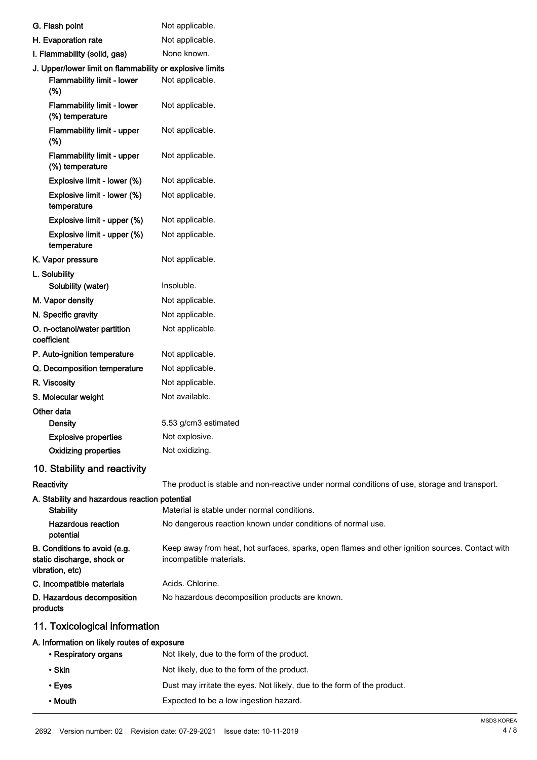| | |
|---|---|
| G. Flash point | Not applicable. |
| H. Evaporation rate | Not applicable. |
| I. Flammability (solid, gas) | None known. |
| J. Upper/lower limit on flammability or explosive limits | |
| Flammability limit - lower (%) | Not applicable. |
| Flammability limit - lower (%) temperature | Not applicable. |
| Flammability limit - upper (%) | Not applicable. |
| Flammability limit - upper (%) temperature | Not applicable. |
| Explosive limit - lower (%) | Not applicable. |
| Explosive limit - lower (%) temperature | Not applicable. |
| Explosive limit - upper (%) | Not applicable. |
| Explosive limit - upper (%) temperature | Not applicable. |
| K. Vapor pressure | Not applicable. |
| L. Solubility | |
| Solubility (water) | Insoluble. |
| M. Vapor density | Not applicable. |
| N. Specific gravity | Not applicable. |
| O. n-octanol/water partition coefficient | Not applicable. |
| P. Auto-ignition temperature | Not applicable. |
| Q. Decomposition temperature | Not applicable. |
| R. Viscosity | Not applicable. |
| S. Molecular weight | Not available. |
| Other data | |
| Density | 5.53 g/cm3 estimated |
| Explosive properties | Not explosive. |
| Oxidizing properties | Not oxidizing. |

## 10. Stability and reactivity

| | |
|---|---|
| Reactivity | The product is stable and non-reactive under normal conditions of use, storage and transport. |
| A. Stability and hazardous reaction potential | |
| Stability | Material is stable under normal conditions. |
| Hazardous reaction potential | No dangerous reaction known under conditions of normal use. |
| B. Conditions to avoid (e.g. static discharge, shock or vibration, etc) | Keep away from heat, hot surfaces, sparks, open flames and other ignition sources. Contact with incompatible materials. |
| C. Incompatible materials | Acids. Chlorine. |
| D. Hazardous decomposition products | No hazardous decomposition products are known. |

## 11. Toxicological information

**A. Information on likely routes of exposure**

| | |
|---|---|
| • Respiratory organs | Not likely, due to the form of the product. |
| • Skin | Not likely, due to the form of the product. |
| • Eyes | Dust may irritate the eyes. Not likely, due to the form of the product. |
| • Mouth | Expected to be a low ingestion hazard. |

2692 Version number: 02 Revision date: 07-29-2021 Issue date: 10-11-2019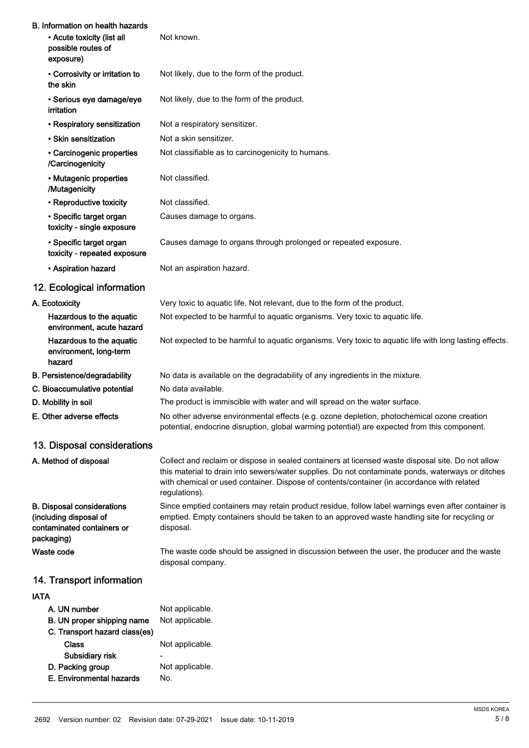### B. Information on health hazards

| | |
|---|---|
| • Acute toxicity (list all possible routes of exposure) | Not known. |
| • Corrosivity or irritation to the skin | Not likely, due to the form of the product. |
| • Serious eye damage/eye irritation | Not likely, due to the form of the product. |
| • Respiratory sensitization | Not a respiratory sensitizer. |
| • Skin sensitization | Not a skin sensitizer. |
| • Carcinogenic properties /Carcinogenicity | Not classifiable as to carcinogenicity to humans. |
| • Mutagenic properties /Mutagenicity | Not classified. |
| • Reproductive toxicity | Not classified. |
| • Specific target organ toxicity - single exposure | Causes damage to organs. |
| • Specific target organ toxicity - repeated exposure | Causes damage to organs through prolonged or repeated exposure. |
| • Aspiration hazard | Not an aspiration hazard. |

## 12. Ecological information

| | |
|---|---|
| **A. Ecotoxicity** | Very toxic to aquatic life. Not relevant, due to the form of the product. |
| Hazardous to the aquatic environment, acute hazard | Not expected to be harmful to aquatic organisms. Very toxic to aquatic life. |
| Hazardous to the aquatic environment, long-term hazard | Not expected to be harmful to aquatic organisms. Very toxic to aquatic life with long lasting effects. |
| **B. Persistence/degradability** | No data is available on the degradability of any ingredients in the mixture. |
| **C. Bioaccumulative potential** | No data available. |
| **D. Mobility in soil** | The product is immiscible with water and will spread on the water surface. |
| **E. Other adverse effects** | No other adverse environmental effects (e.g. ozone depletion, photochemical ozone creation potential, endocrine disruption, global warming potential) are expected from this component. |

## 13. Disposal considerations

| | |
|---|---|
| **A. Method of disposal** | Collect and reclaim or dispose in sealed containers at licensed waste disposal site. Do not allow this material to drain into sewers/water supplies. Do not contaminate ponds, waterways or ditches with chemical or used container. Dispose of contents/container (in accordance with related regulations). |
| **B. Disposal considerations (including disposal of contaminated containers or packaging)** | Since emptied containers may retain product residue, follow label warnings even after container is emptied. Empty containers should be taken to an approved waste handling site for recycling or disposal. |
| **Waste code** | The waste code should be assigned in discussion between the user, the producer and the waste disposal company. |

## 14. Transport information

**IATA**

| | |
|---|---|
| A. UN number | Not applicable. |
| B. UN proper shipping name | Not applicable. |
| C. Transport hazard class(es) | |
| Class | Not applicable. |
| Subsidiary risk | - |
| D. Packing group | Not applicable. |
| E. Environmental hazards | No. |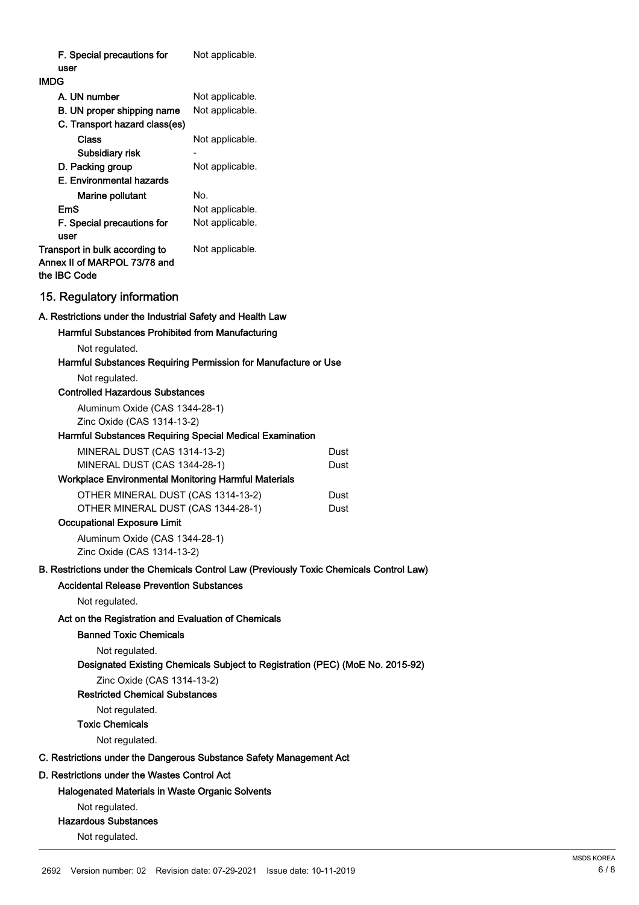| | |
|---|---|
| F. Special precautions for user | Not applicable. |

**IMDG**

| | |
|---|---|
| A. UN number | Not applicable. |
| B. UN proper shipping name | Not applicable. |
| C. Transport hazard class(es) | |
| Class | Not applicable. |
| Subsidiary risk | - |
| D. Packing group | Not applicable. |
| E. Environmental hazards | |
| Marine pollutant | No. |
| EmS | Not applicable. |
| F. Special precautions for user | Not applicable. |
| Transport in bulk according to Annex II of MARPOL 73/78 and the IBC Code | Not applicable. |

## 15. Regulatory information

**A. Restrictions under the Industrial Safety and Health Law**

**Harmful Substances Prohibited from Manufacturing**

Not regulated.

**Harmful Substances Requiring Permission for Manufacture or Use**

Not regulated.

**Controlled Hazardous Substances**

Aluminum Oxide (CAS 1344-28-1)
Zinc Oxide (CAS 1314-13-2)

**Harmful Substances Requiring Special Medical Examination**

| | |
|---|---|
| MINERAL DUST (CAS 1314-13-2) | Dust |
| MINERAL DUST (CAS 1344-28-1) | Dust |

**Workplace Environmental Monitoring Harmful Materials**

| | |
|---|---|
| OTHER MINERAL DUST (CAS 1314-13-2) | Dust |
| OTHER MINERAL DUST (CAS 1344-28-1) | Dust |

**Occupational Exposure Limit**

Aluminum Oxide (CAS 1344-28-1)
Zinc Oxide (CAS 1314-13-2)

**B. Restrictions under the Chemicals Control Law (Previously Toxic Chemicals Control Law)**

**Accidental Release Prevention Substances**

Not regulated.

**Act on the Registration and Evaluation of Chemicals**

**Banned Toxic Chemicals**

Not regulated.

**Designated Existing Chemicals Subject to Registration (PEC) (MoE No. 2015-92)**

Zinc Oxide (CAS 1314-13-2)

**Restricted Chemical Substances**

Not regulated.

**Toxic Chemicals**

Not regulated.

**C. Restrictions under the Dangerous Substance Safety Management Act**

**D. Restrictions under the Wastes Control Act**

**Halogenated Materials in Waste Organic Solvents**

Not regulated.

**Hazardous Substances**

Not regulated.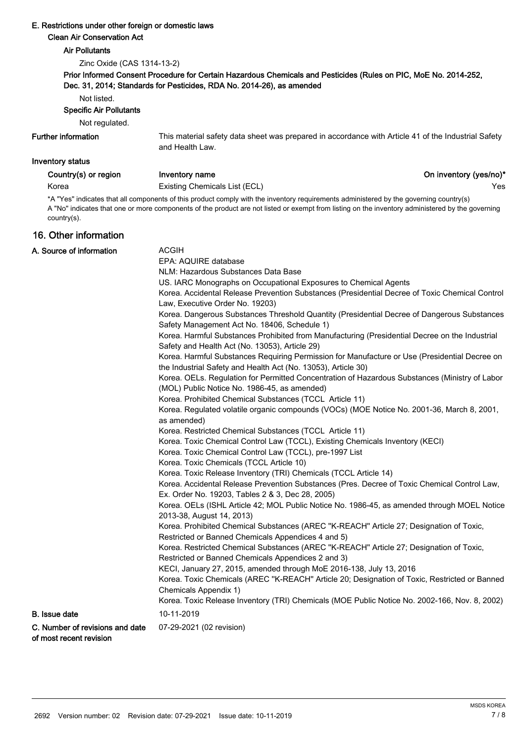**E. Restrictions under other foreign or domestic laws**

**Clean Air Conservation Act**

**Air Pollutants**

Zinc Oxide (CAS 1314-13-2)

**Prior Informed Consent Procedure for Certain Hazardous Chemicals and Pesticides (Rules on PIC, MoE No. 2014-252, Dec. 31, 2014; Standards for Pesticides, RDA No. 2014-26), as amended**

Not listed.

**Specific Air Pollutants**

Not regulated.

**Further information** This material safety data sheet was prepared in accordance with Article 41 of the Industrial Safety and Health Law.

**Inventory status**

| Country(s) or region | Inventory name | On inventory (yes/no)* |
|---|---|---|
| Korea | Existing Chemicals List (ECL) | Yes |

*A "Yes" indicates that all components of this product comply with the inventory requirements administered by the governing country(s)
A "No" indicates that one or more components of the product are not listed or exempt from listing on the inventory administered by the governing country(s).

## 16. Other information

**A. Source of information**

ACGIH
EPA: AQUIRE database
NLM: Hazardous Substances Data Base
US. IARC Monographs on Occupational Exposures to Chemical Agents
Korea. Accidental Release Prevention Substances (Presidential Decree of Toxic Chemical Control Law, Executive Order No. 19203)
Korea. Dangerous Substances Threshold Quantity (Presidential Decree of Dangerous Substances Safety Management Act No. 18406, Schedule 1)
Korea. Harmful Substances Prohibited from Manufacturing (Presidential Decree on the Industrial Safety and Health Act (No. 13053), Article 29)
Korea. Harmful Substances Requiring Permission for Manufacture or Use (Presidential Decree on the Industrial Safety and Health Act (No. 13053), Article 30)
Korea. OELs. Regulation for Permitted Concentration of Hazardous Substances (Ministry of Labor (MOL) Public Notice No. 1986-45, as amended)
Korea. Prohibited Chemical Substances (TCCL Article 11)
Korea. Regulated volatile organic compounds (VOCs) (MOE Notice No. 2001-36, March 8, 2001, as amended)
Korea. Restricted Chemical Substances (TCCL Article 11)
Korea. Toxic Chemical Control Law (TCCL), Existing Chemicals Inventory (KECI)
Korea. Toxic Chemical Control Law (TCCL), pre-1997 List
Korea. Toxic Chemicals (TCCL Article 10)
Korea. Toxic Release Inventory (TRI) Chemicals (TCCL Article 14)
Korea. Accidental Release Prevention Substances (Pres. Decree of Toxic Chemical Control Law, Ex. Order No. 19203, Tables 2 & 3, Dec 28, 2005)
Korea. OELs (ISHL Article 42; MOL Public Notice No. 1986-45, as amended through MOEL Notice 2013-38, August 14, 2013)
Korea. Prohibited Chemical Substances (AREC "K-REACH" Article 27; Designation of Toxic, Restricted or Banned Chemicals Appendices 4 and 5)
Korea. Restricted Chemical Substances (AREC "K-REACH" Article 27; Designation of Toxic, Restricted or Banned Chemicals Appendices 2 and 3)
KECI, January 27, 2015, amended through MoE 2016-138, July 13, 2016
Korea. Toxic Chemicals (AREC "K-REACH" Article 20; Designation of Toxic, Restricted or Banned Chemicals Appendix 1)
Korea. Toxic Release Inventory (TRI) Chemicals (MOE Public Notice No. 2002-166, Nov. 8, 2002)

**B. Issue date** 10-11-2019

**C. Number of revisions and date of most recent revision** 07-29-2021 (02 revision)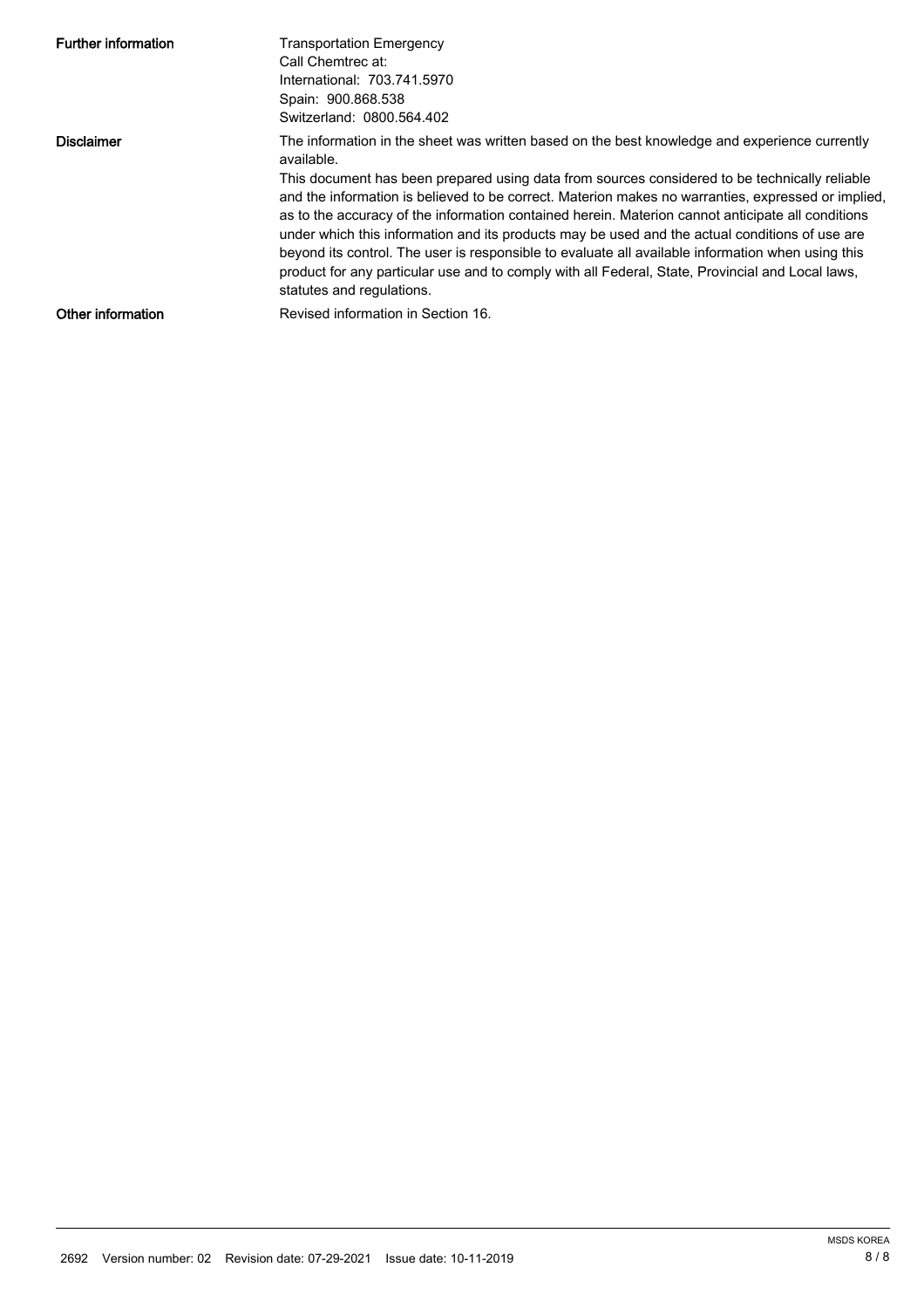**Further information**

Transportation Emergency
Call Chemtrec at:
International: 703.741.5970
Spain: 900.868.538
Switzerland: 0800.564.402

**Disclaimer**

The information in the sheet was written based on the best knowledge and experience currently available.

This document has been prepared using data from sources considered to be technically reliable and the information is believed to be correct. Materion makes no warranties, expressed or implied, as to the accuracy of the information contained herein. Materion cannot anticipate all conditions under which this information and its products may be used and the actual conditions of use are beyond its control. The user is responsible to evaluate all available information when using this product for any particular use and to comply with all Federal, State, Provincial and Local laws, statutes and regulations.

**Other information**

Revised information in Section 16.